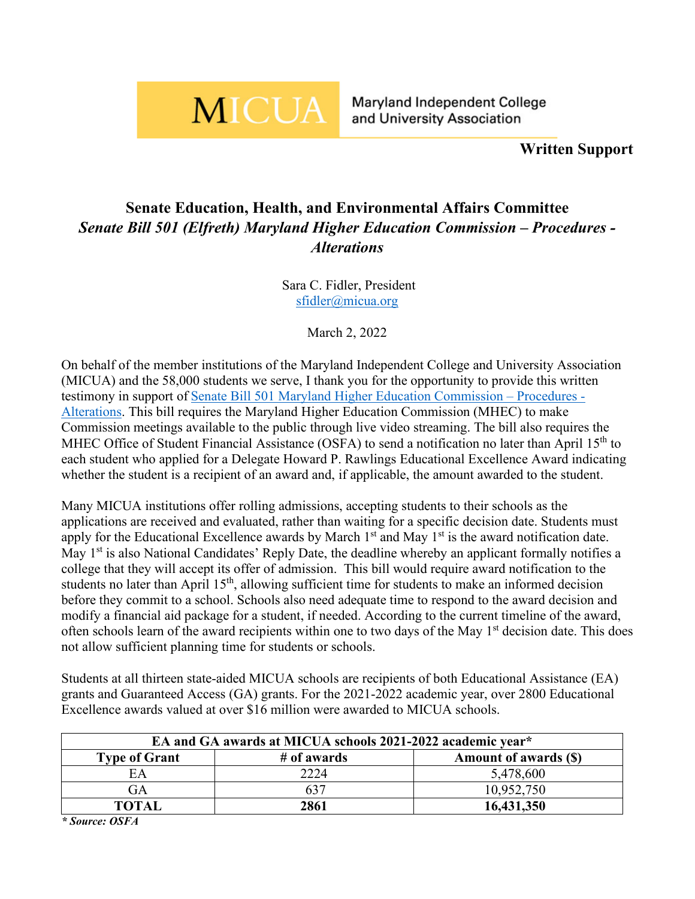MICUA Maryland Independent College and University Association

**Written Support**

## Senate Education, Health, and Environmental Affairs Committee
## *Senate Bill 501 (Elfreth) Maryland Higher Education Commission – Procedures - Alterations*

Sara C. Fidler, President
sfidler@micua.org

March 2, 2022

On behalf of the member institutions of the Maryland Independent College and University Association (MICUA) and the 58,000 students we serve, I thank you for the opportunity to provide this written testimony in support of [Senate Bill 501 Maryland Higher Education Commission – Procedures - Alterations](). This bill requires the Maryland Higher Education Commission (MHEC) to make Commission meetings available to the public through live video streaming. The bill also requires the MHEC Office of Student Financial Assistance (OSFA) to send a notification no later than April 15th to each student who applied for a Delegate Howard P. Rawlings Educational Excellence Award indicating whether the student is a recipient of an award and, if applicable, the amount awarded to the student.

Many MICUA institutions offer rolling admissions, accepting students to their schools as the applications are received and evaluated, rather than waiting for a specific decision date. Students must apply for the Educational Excellence awards by March 1st and May 1st is the award notification date. May 1st is also National Candidates' Reply Date, the deadline whereby an applicant formally notifies a college that they will accept its offer of admission. This bill would require award notification to the students no later than April 15th, allowing sufficient time for students to make an informed decision before they commit to a school. Schools also need adequate time to respond to the award decision and modify a financial aid package for a student, if needed. According to the current timeline of the award, often schools learn of the award recipients within one to two days of the May 1st decision date. This does not allow sufficient planning time for students or schools.

Students at all thirteen state-aided MICUA schools are recipients of both Educational Assistance (EA) grants and Guaranteed Access (GA) grants. For the 2021-2022 academic year, over 2800 Educational Excellence awards valued at over $16 million were awarded to MICUA schools.

| **EA and GA awards at MICUA schools 2021-2022 academic year*** | | |
|---|---|---|
| **Type of Grant** | **# of awards** | **Amount of awards ($)** |
| EA | 2224 | 5,478,600 |
| GA | 637 | 10,952,750 |
| **TOTAL** | **2861** | **16,431,350** |

***Source: OSFA***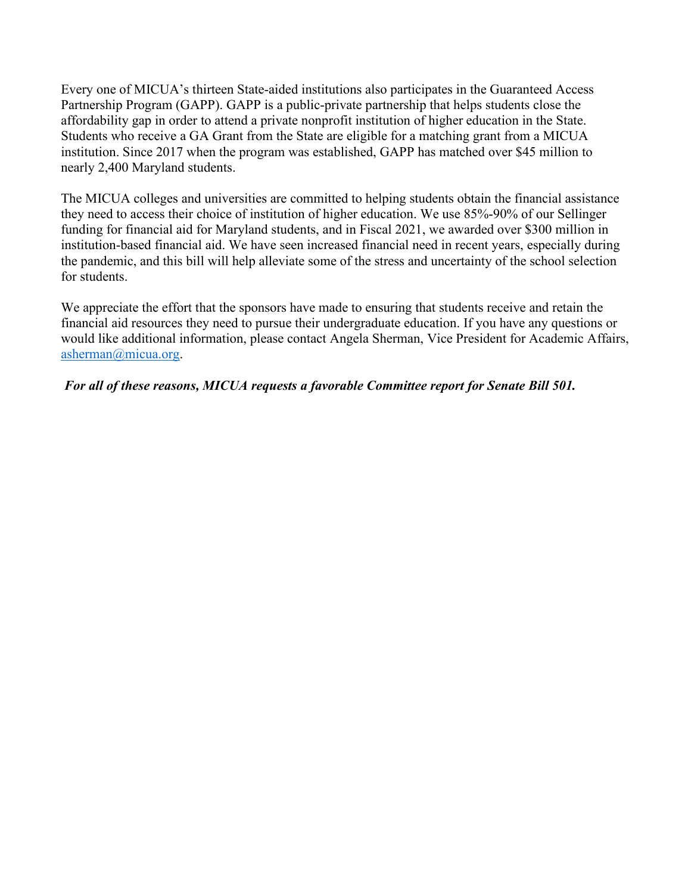Every one of MICUA's thirteen State-aided institutions also participates in the Guaranteed Access Partnership Program (GAPP). GAPP is a public-private partnership that helps students close the affordability gap in order to attend a private nonprofit institution of higher education in the State. Students who receive a GA Grant from the State are eligible for a matching grant from a MICUA institution. Since 2017 when the program was established, GAPP has matched over $45 million to nearly 2,400 Maryland students.

The MICUA colleges and universities are committed to helping students obtain the financial assistance they need to access their choice of institution of higher education. We use 85%-90% of our Sellinger funding for financial aid for Maryland students, and in Fiscal 2021, we awarded over $300 million in institution-based financial aid. We have seen increased financial need in recent years, especially during the pandemic, and this bill will help alleviate some of the stress and uncertainty of the school selection for students.

We appreciate the effort that the sponsors have made to ensuring that students receive and retain the financial aid resources they need to pursue their undergraduate education. If you have any questions or would like additional information, please contact Angela Sherman, Vice President for Academic Affairs, asherman@micua.org.

***For all of these reasons, MICUA requests a favorable Committee report for Senate Bill 501.***